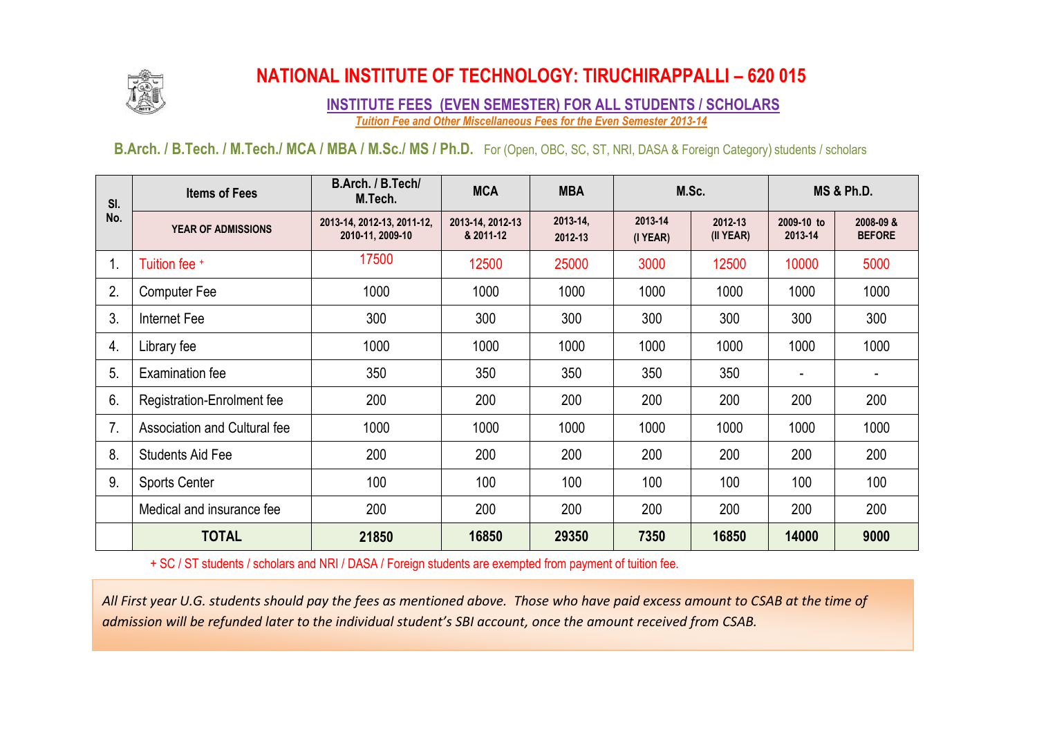# NATIONAL INSTITUTE OF TECHNOLOGY: TIRUCHIRAPPALLI – 620 015

## INSTITUTE FEES (EVEN SEMESTER) FOR ALL STUDENTS / SCHOLARS

*Tuition Fee and Other Miscellaneous Fees for the Even Semester 2013-14*

**B.Arch. / B.Tech. / M.Tech./ MCA / MBA / M.Sc./ MS / Ph.D.** For (Open, OBC, SC, ST, NRI, DASA & Foreign Category) students / scholars

| Sl. No. | Items of Fees | B.Arch. / B.Tech/ M.Tech. | MCA | MBA | M.Sc. | | MS & Ph.D. | |
|---|---|---|---|---|---|---|---|---|
| | YEAR OF ADMISSIONS | 2013-14, 2012-13, 2011-12, 2010-11, 2009-10 | 2013-14, 2012-13 & 2011-12 | 2013-14, 2012-13 | 2013-14 (I YEAR) | 2012-13 (II YEAR) | 2009-10 to 2013-14 | 2008-09 & BEFORE |
| 1. | Tuition fee + | 17500 | 12500 | 25000 | 3000 | 12500 | 10000 | 5000 |
| 2. | Computer Fee | 1000 | 1000 | 1000 | 1000 | 1000 | 1000 | 1000 |
| 3. | Internet Fee | 300 | 300 | 300 | 300 | 300 | 300 | 300 |
| 4. | Library fee | 1000 | 1000 | 1000 | 1000 | 1000 | 1000 | 1000 |
| 5. | Examination fee | 350 | 350 | 350 | 350 | 350 | - | - |
| 6. | Registration-Enrolment fee | 200 | 200 | 200 | 200 | 200 | 200 | 200 |
| 7. | Association and Cultural fee | 1000 | 1000 | 1000 | 1000 | 1000 | 1000 | 1000 |
| 8. | Students Aid Fee | 200 | 200 | 200 | 200 | 200 | 200 | 200 |
| 9. | Sports Center | 100 | 100 | 100 | 100 | 100 | 100 | 100 |
| | Medical and insurance fee | 200 | 200 | 200 | 200 | 200 | 200 | 200 |
| | **TOTAL** | **21850** | **16850** | **29350** | **7350** | **16850** | **14000** | **9000** |

+ SC / ST students / scholars and NRI / DASA / Foreign students are exempted from payment of tuition fee.

*All First year U.G. students should pay the fees as mentioned above. Those who have paid excess amount to CSAB at the time of admission will be refunded later to the individual student's SBI account, once the amount received from CSAB.*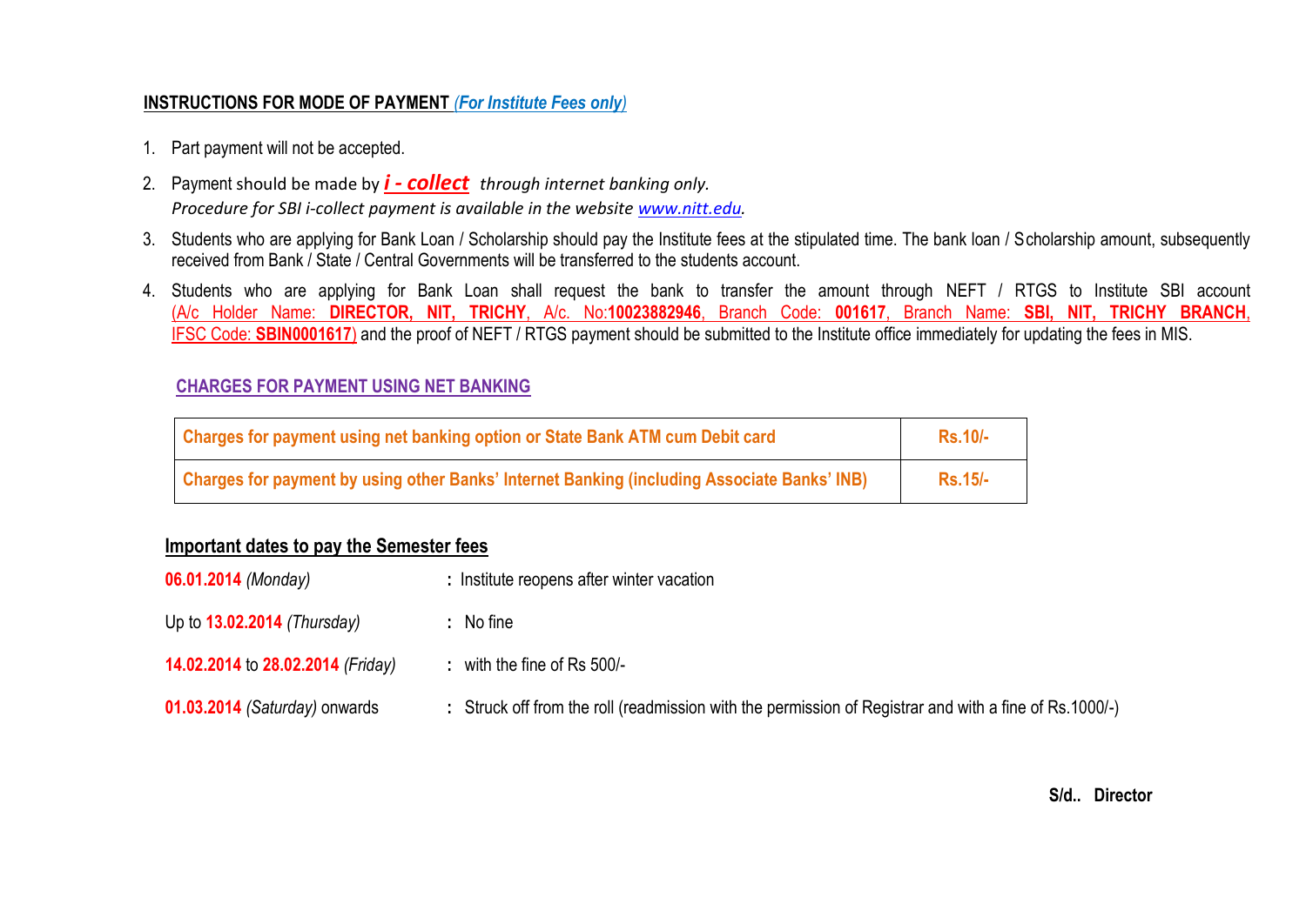**INSTRUCTIONS FOR MODE OF PAYMENT** *(For Institute Fees only)*

1. Part payment will not be accepted.
2. Payment should be made by ***i - collect*** *through internet banking only.*
   *Procedure for SBI i-collect payment is available in the website [www.nitt.edu](http://www.nitt.edu).*
3. Students who are applying for Bank Loan / Scholarship should pay the Institute fees at the stipulated time. The bank loan / Scholarship amount, subsequently received from Bank / State / Central Governments will be transferred to the students account.
4. Students who are applying for Bank Loan shall request the bank to transfer the amount through NEFT / RTGS to Institute SBI account (A/c Holder Name: **DIRECTOR, NIT, TRICHY**, A/c. No:**10023882946**, Branch Code: **001617**, Branch Name: **SBI, NIT, TRICHY BRANCH**, IFSC Code: **SBIN0001617**) and the proof of NEFT / RTGS payment should be submitted to the Institute office immediately for updating the fees in MIS.

**CHARGES FOR PAYMENT USING NET BANKING**

| | |
|---|---|
| **Charges for payment using net banking option or State Bank ATM cum Debit card** | **Rs.10/-** |
| **Charges for payment by using other Banks' Internet Banking (including Associate Banks' INB)** | **Rs.15/-** |

**Important dates to pay the Semester fees**

| | |
|---|---|
| **06.01.2014** *(Monday)* | : Institute reopens after winter vacation |
| Up to **13.02.2014** *(Thursday)* | : No fine |
| **14.02.2014** to **28.02.2014** *(Friday)* | : with the fine of Rs 500/- |
| **01.03.2014** *(Saturday)* onwards | : Struck off from the roll (readmission with the permission of Registrar and with a fine of Rs.1000/-) |

**S/d.. Director**